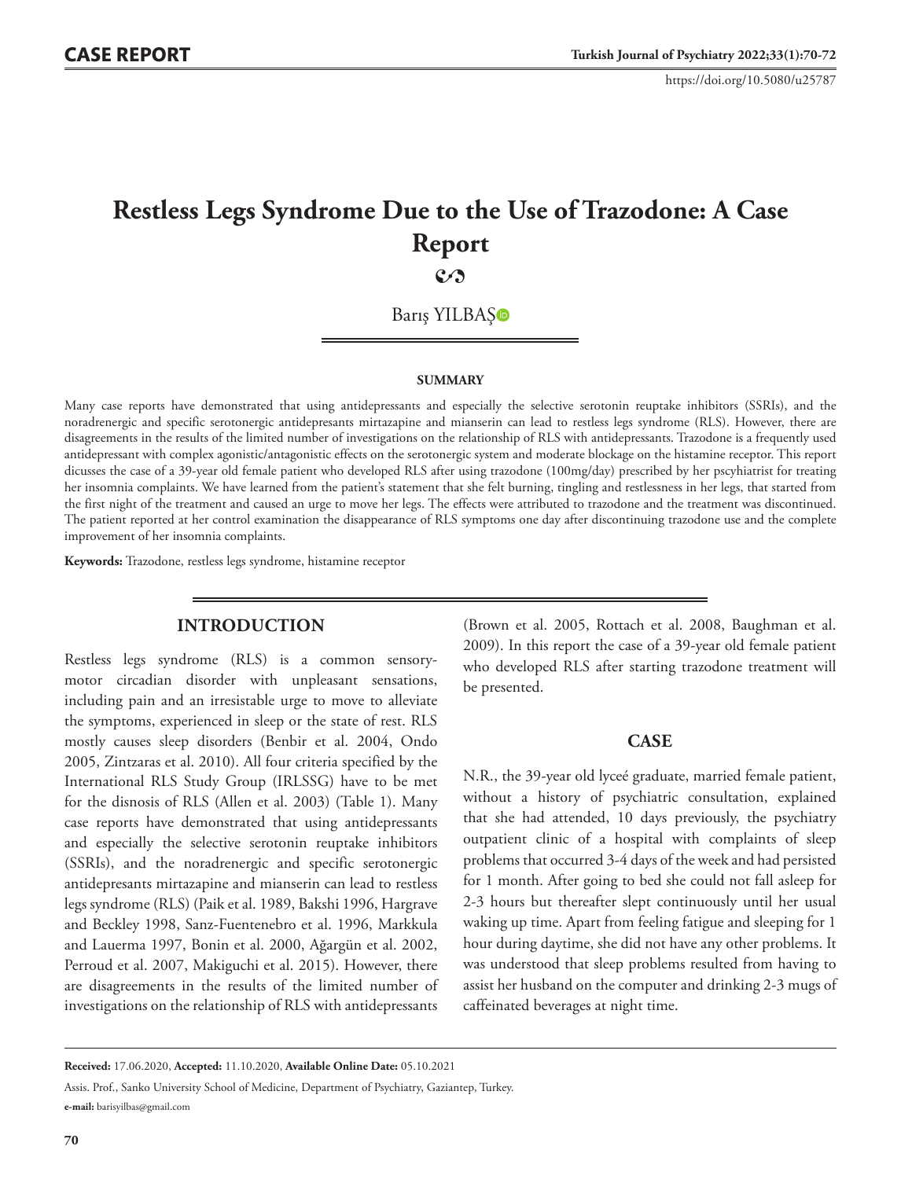CASE REPORT

https://doi.org/10.5080/u25787

# Restless Legs Syndrome Due to the Use of Trazodone: A Case Report

Barış YILBAŞ

**SUMMARY**

Many case reports have demonstrated that using antidepressants and especially the selective serotonin reuptake inhibitors (SSRIs), and the noradrenergic and specific serotonergic antidepressants mirtazapine and mianserin can lead to restless legs syndrome (RLS). However, there are disagreements in the results of the limited number of investigations on the relationship of RLS with antidepressants. Trazodone is a frequently used antidepressant with complex agonistic/antagonistic effects on the serotonergic system and moderate blockage on the histamine receptor. This report dicusses the case of a 39-year old female patient who developed RLS after using trazodone (100mg/day) prescribed by her pscyhiatrist for treating her insomnia complaints. We have learned from the patient's statement that she felt burning, tingling and restlessness in her legs, that started from the first night of the treatment and caused an urge to move her legs. The effects were attributed to trazodone and the treatment was discontinued. The patient reported at her control examination the disappearance of RLS symptoms one day after discontinuing trazodone use and the complete improvement of her insomnia complaints.

**Keywords:** Trazodone, restless legs syndrome, histamine receptor

## INTRODUCTION

Restless legs syndrome (RLS) is a common sensory-motor circadian disorder with unpleasant sensations, including pain and an irresistable urge to move to alleviate the symptoms, experienced in sleep or the state of rest. RLS mostly causes sleep disorders (Benbir et al. 2004, Ondo 2005, Zintzaras et al. 2010). All four criteria specified by the International RLS Study Group (IRLSSG) have to be met for the disnosis of RLS (Allen et al. 2003) (Table 1). Many case reports have demonstrated that using antidepressants and especially the selective serotonin reuptake inhibitors (SSRIs), and the noradrenergic and specific serotonergic antidepresants mirtazapine and mianserin can lead to restless legs syndrome (RLS) (Paik et al. 1989, Bakshi 1996, Hargrave and Beckley 1998, Sanz-Fuentenebro et al. 1996, Markkula and Lauerma 1997, Bonin et al. 2000, Ağargün et al. 2002, Perroud et al. 2007, Makiguchi et al. 2015). However, there are disagreements in the results of the limited number of investigations on the relationship of RLS with antidepressants (Brown et al. 2005, Rottach et al. 2008, Baughman et al. 2009). In this report the case of a 39-year old female patient who developed RLS after starting trazodone treatment will be presented.

## CASE

N.R., the 39-year old lyceé graduate, married female patient, without a history of psychiatric consultation, explained that she had attended, 10 days previously, the psychiatry outpatient clinic of a hospital with complaints of sleep problems that occurred 3-4 days of the week and had persisted for 1 month. After going to bed she could not fall asleep for 2-3 hours but thereafter slept continuously until her usual waking up time. Apart from feeling fatigue and sleeping for 1 hour during daytime, she did not have any other problems. It was understood that sleep problems resulted from having to assist her husband on the computer and drinking 2-3 mugs of caffeinated beverages at night time.

**Received:** 17.06.2020, **Accepted:** 11.10.2020, **Available Online Date:** 05.10.2021

Assis. Prof., Sanko University School of Medicine, Department of Psychiatry, Gaziantep, Turkey.

**e-mail:** barisyilbas@gmail.com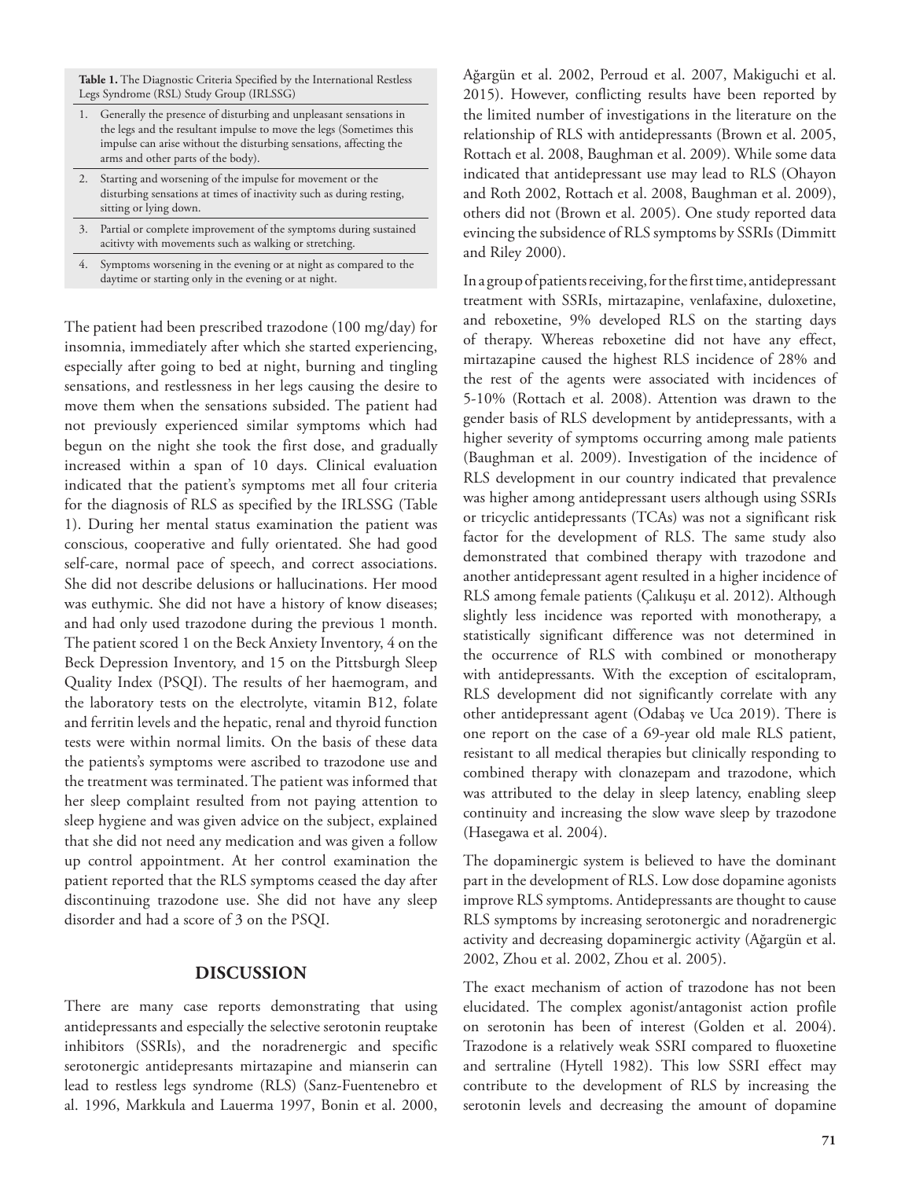**Table 1.** The Diagnostic Criteria Specified by the International Restless Legs Syndrome (RSL) Study Group (IRLSSG)

| | |
|---|---|
| 1. | Generally the presence of disturbing and unpleasant sensations in the legs and the resultant impulse to move the legs (Sometimes this impulse can arise without the disturbing sensations, affecting the arms and other parts of the body). |
| 2. | Starting and worsening of the impulse for movement or the disturbing sensations at times of inactivity such as during resting, sitting or lying down. |
| 3. | Partial or complete improvement of the symptoms during sustained acitivty with movements such as walking or stretching. |
| 4. | Symptoms worsening in the evening or at night as compared to the daytime or starting only in the evening or at night. |

The patient had been prescribed trazodone (100 mg/day) for insomnia, immediately after which she started experiencing, especially after going to bed at night, burning and tingling sensations, and restlessness in her legs causing the desire to move them when the sensations subsided. The patient had not previously experienced similar symptoms which had begun on the night she took the first dose, and gradually increased within a span of 10 days. Clinical evaluation indicated that the patient's symptoms met all four criteria for the diagnosis of RLS as specified by the IRLSSG (Table 1). During her mental status examination the patient was conscious, cooperative and fully orientated. She had good self-care, normal pace of speech, and correct associations. She did not describe delusions or hallucinations. Her mood was euthymic. She did not have a history of know diseases; and had only used trazodone during the previous 1 month. The patient scored 1 on the Beck Anxiety Inventory, 4 on the Beck Depression Inventory, and 15 on the Pittsburgh Sleep Quality Index (PSQI). The results of her haemogram, and the laboratory tests on the electrolyte, vitamin B12, folate and ferritin levels and the hepatic, renal and thyroid function tests were within normal limits. On the basis of these data the patients's symptoms were ascribed to trazodone use and the treatment was terminated. The patient was informed that her sleep complaint resulted from not paying attention to sleep hygiene and was given advice on the subject, explained that she did not need any medication and was given a follow up control appointment. At her control examination the patient reported that the RLS symptoms ceased the day after discontinuing trazodone use. She did not have any sleep disorder and had a score of 3 on the PSQI.

## DISCUSSION

There are many case reports demonstrating that using antidepressants and especially the selective serotonin reuptake inhibitors (SSRIs), and the noradrenergic and specific serotonergic antidepresants mirtazapine and mianserin can lead to restless legs syndrome (RLS) (Sanz-Fuentenebro et al. 1996, Markkula and Lauerma 1997, Bonin et al. 2000, Ağargün et al. 2002, Perroud et al. 2007, Makiguchi et al. 2015). However, conflicting results have been reported by the limited number of investigations in the literature on the relationship of RLS with antidepressants (Brown et al. 2005, Rottach et al. 2008, Baughman et al. 2009). While some data indicated that antidepressant use may lead to RLS (Ohayon and Roth 2002, Rottach et al. 2008, Baughman et al. 2009), others did not (Brown et al. 2005). One study reported data evincing the subsidence of RLS symptoms by SSRIs (Dimmitt and Riley 2000).

In a group of patients receiving, for the first time, antidepressant treatment with SSRIs, mirtazapine, venlafaxine, duloxetine, and reboxetine, 9% developed RLS on the starting days of therapy. Whereas reboxetine did not have any effect, mirtazapine caused the highest RLS incidence of 28% and the rest of the agents were associated with incidences of 5-10% (Rottach et al. 2008). Attention was drawn to the gender basis of RLS development by antidepressants, with a higher severity of symptoms occurring among male patients (Baughman et al. 2009). Investigation of the incidence of RLS development in our country indicated that prevalence was higher among antidepressant users although using SSRIs or tricyclic antidepressants (TCAs) was not a significant risk factor for the development of RLS. The same study also demonstrated that combined therapy with trazodone and another antidepressant agent resulted in a higher incidence of RLS among female patients (Çalıkuşu et al. 2012). Although slightly less incidence was reported with monotherapy, a statistically significant difference was not determined in the occurrence of RLS with combined or monotherapy with antidepressants. With the exception of escitalopram, RLS development did not significantly correlate with any other antidepressant agent (Odabaş ve Uca 2019). There is one report on the case of a 69-year old male RLS patient, resistant to all medical therapies but clinically responding to combined therapy with clonazepam and trazodone, which was attributed to the delay in sleep latency, enabling sleep continuity and increasing the slow wave sleep by trazodone (Hasegawa et al. 2004).

The dopaminergic system is believed to have the dominant part in the development of RLS. Low dose dopamine agonists improve RLS symptoms. Antidepressants are thought to cause RLS symptoms by increasing serotonergic and noradrenergic activity and decreasing dopaminergic activity (Ağargün et al. 2002, Zhou et al. 2002, Zhou et al. 2005).

The exact mechanism of action of trazodone has not been elucidated. The complex agonist/antagonist action profile on serotonin has been of interest (Golden et al. 2004). Trazodone is a relatively weak SSRI compared to fluoxetine and sertraline (Hytell 1982). This low SSRI effect may contribute to the development of RLS by increasing the serotonin levels and decreasing the amount of dopamine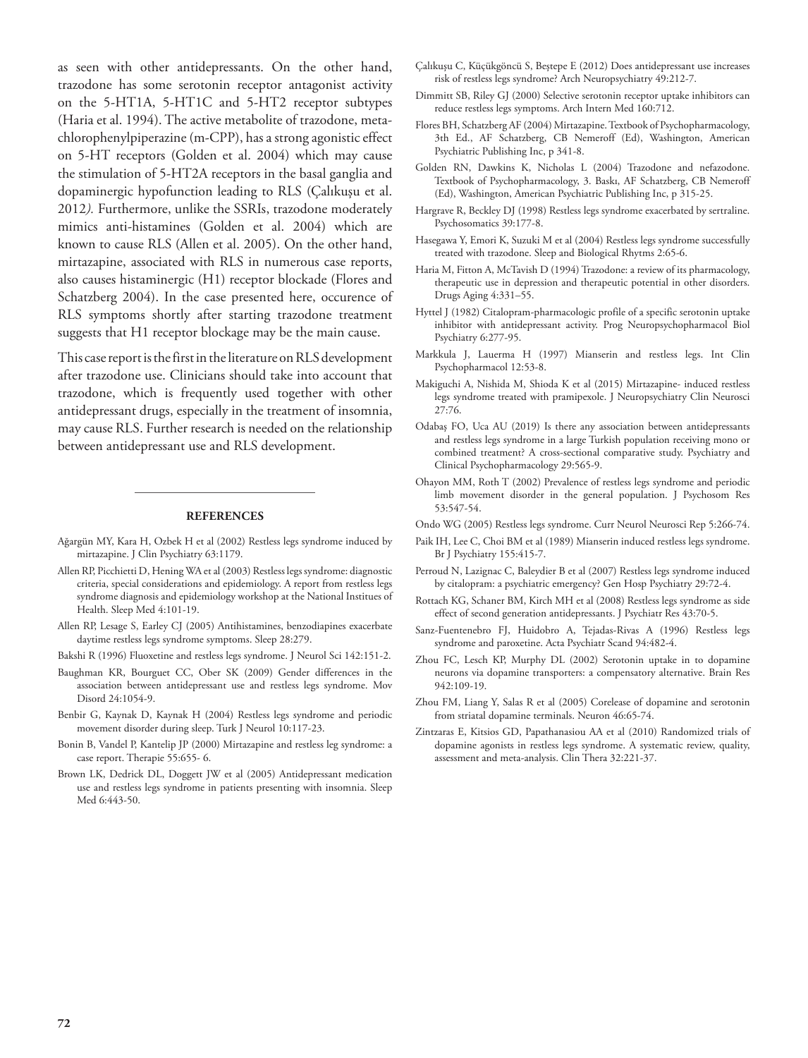as seen with other antidepressants. On the other hand, trazodone has some serotonin receptor antagonist activity on the 5-HT1A, 5-HT1C and 5-HT2 receptor subtypes (Haria et al. 1994). The active metabolite of trazodone, meta-chlorophenylpiperazine (m-CPP), has a strong agonistic effect on 5-HT receptors (Golden et al. 2004) which may cause the stimulation of 5-HT2A receptors in the basal ganglia and dopaminergic hypofunction leading to RLS (Çalıkuşu et al. 2012*).* Furthermore, unlike the SSRIs, trazodone moderately mimics anti-histamines (Golden et al. 2004) which are known to cause RLS (Allen et al. 2005). On the other hand, mirtazapine, associated with RLS in numerous case reports, also causes histaminergic (H1) receptor blockade (Flores and Schatzberg 2004). In the case presented here, occurence of RLS symptoms shortly after starting trazodone treatment suggests that H1 receptor blockage may be the main cause.

This case report is the first in the literature on RLS development after trazodone use. Clinicians should take into account that trazodone, which is frequently used together with other antidepressant drugs, especially in the treatment of insomnia, may cause RLS. Further research is needed on the relationship between antidepressant use and RLS development.

## REFERENCES

Ağargün MY, Kara H, Ozbek H et al (2002) Restless legs syndrome induced by mirtazapine. J Clin Psychiatry 63:1179.

Allen RP, Picchietti D, Hening WA et al (2003) Restless legs syndrome: diagnostic criteria, special considerations and epidemiology. A report from restless legs syndrome diagnosis and epidemiology workshop at the National Institues of Health. Sleep Med 4:101-19.

Allen RP, Lesage S, Earley CJ (2005) Antihistamines, benzodiapines exacerbate daytime restless legs syndrome symptoms. Sleep 28:279.

Bakshi R (1996) Fluoxetine and restless legs syndrome. J Neurol Sci 142:151-2.

Baughman KR, Bourguet CC, Ober SK (2009) Gender differences in the association between antidepressant use and restless legs syndrome. Mov Disord 24:1054-9.

Benbir G, Kaynak D, Kaynak H (2004) Restless legs syndrome and periodic movement disorder during sleep. Turk J Neurol 10:117-23.

Bonin B, Vandel P, Kantelip JP (2000) Mirtazapine and restless leg syndrome: a case report. Therapie 55:655- 6.

Brown LK, Dedrick DL, Doggett JW et al (2005) Antidepressant medication use and restless legs syndrome in patients presenting with insomnia. Sleep Med 6:443-50.

Çalıkuşu C, Küçükgöncü S, Beştepe E (2012) Does antidepressant use increases risk of restless legs syndrome? Arch Neuropsychiatry 49:212-7.

Dimmitt SB, Riley GJ (2000) Selective serotonin receptor uptake inhibitors can reduce restless legs symptoms. Arch Intern Med 160:712.

Flores BH, Schatzberg AF (2004) Mirtazapine. Textbook of Psychopharmacology, 3th Ed., AF Schatzberg, CB Nemeroff (Ed), Washington, American Psychiatric Publishing Inc, p 341-8.

Golden RN, Dawkins K, Nicholas L (2004) Trazodone and nefazodone. Textbook of Psychopharmacology, 3. Baskı, AF Schatzberg, CB Nemeroff (Ed), Washington, American Psychiatric Publishing Inc, p 315-25.

Hargrave R, Beckley DJ (1998) Restless legs syndrome exacerbated by sertraline. Psychosomatics 39:177-8.

Hasegawa Y, Emori K, Suzuki M et al (2004) Restless legs syndrome successfully treated with trazodone. Sleep and Biological Rhytms 2:65-6.

Haria M, Fitton A, McTavish D (1994) Trazodone: a review of its pharmacology, therapeutic use in depression and therapeutic potential in other disorders. Drugs Aging 4:331–55.

Hyttel J (1982) Citalopram-pharmacologic profile of a specific serotonin uptake inhibitor with antidepressant activity. Prog Neuropsychopharmacol Biol Psychiatry 6:277-95.

Markkula J, Lauerma H (1997) Mianserin and restless legs. Int Clin Psychopharmacol 12:53-8.

Makiguchi A, Nishida M, Shioda K et al (2015) Mirtazapine- induced restless legs syndrome treated with pramipexole. J Neuropsychiatry Clin Neurosci 27:76.

Odabaş FO, Uca AU (2019) Is there any association between antidepressants and restless legs syndrome in a large Turkish population receiving mono or combined treatment? A cross-sectional comparative study. Psychiatry and Clinical Psychopharmacology 29:565-9.

Ohayon MM, Roth T (2002) Prevalence of restless legs syndrome and periodic limb movement disorder in the general population. J Psychosom Res 53:547-54.

Ondo WG (2005) Restless legs syndrome. Curr Neurol Neurosci Rep 5:266-74.

Paik IH, Lee C, Choi BM et al (1989) Mianserin induced restless legs syndrome. Br J Psychiatry 155:415-7.

Perroud N, Lazignac C, Baleydier B et al (2007) Restless legs syndrome induced by citalopram: a psychiatric emergency? Gen Hosp Psychiatry 29:72-4.

Rottach KG, Schaner BM, Kirch MH et al (2008) Restless legs syndrome as side effect of second generation antidepressants. J Psychiatr Res 43:70-5.

Sanz-Fuentenebro FJ, Huidobro A, Tejadas-Rivas A (1996) Restless legs syndrome and paroxetine. Acta Psychiatr Scand 94:482-4.

Zhou FC, Lesch KP, Murphy DL (2002) Serotonin uptake in to dopamine neurons via dopamine transporters: a compensatory alternative. Brain Res 942:109-19.

Zhou FM, Liang Y, Salas R et al (2005) Corelease of dopamine and serotonin from striatal dopamine terminals. Neuron 46:65-74.

Zintzaras E, Kitsios GD, Papathanasiou AA et al (2010) Randomized trials of dopamine agonists in restless legs syndrome. A systematic review, quality, assessment and meta-analysis. Clin Thera 32:221-37.